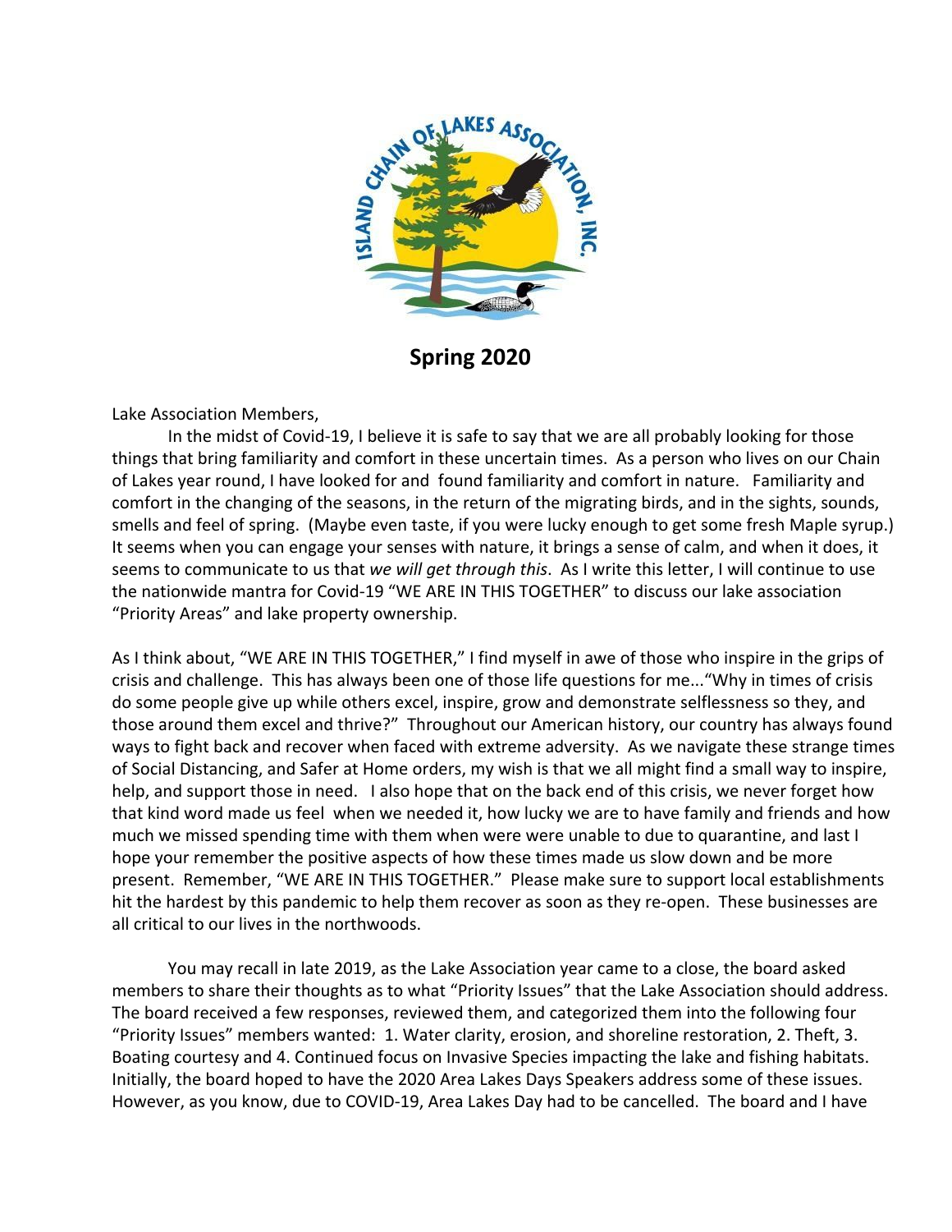# Spring 2020

Lake Association Members,

In the midst of Covid-19, I believe it is safe to say that we are all probably looking for those things that bring familiarity and comfort in these uncertain times. As a person who lives on our Chain of Lakes year round, I have looked for and found familiarity and comfort in nature. Familiarity and comfort in the changing of the seasons, in the return of the migrating birds, and in the sights, sounds, smells and feel of spring. (Maybe even taste, if you were lucky enough to get some fresh Maple syrup.) It seems when you can engage your senses with nature, it brings a sense of calm, and when it does, it seems to communicate to us that *we will get through this*. As I write this letter, I will continue to use the nationwide mantra for Covid-19 "WE ARE IN THIS TOGETHER" to discuss our lake association "Priority Areas" and lake property ownership.

As I think about, "WE ARE IN THIS TOGETHER," I find myself in awe of those who inspire in the grips of crisis and challenge. This has always been one of those life questions for me..."Why in times of crisis do some people give up while others excel, inspire, grow and demonstrate selflessness so they, and those around them excel and thrive?" Throughout our American history, our country has always found ways to fight back and recover when faced with extreme adversity. As we navigate these strange times of Social Distancing, and Safer at Home orders, my wish is that we all might find a small way to inspire, help, and support those in need. I also hope that on the back end of this crisis, we never forget how that kind word made us feel when we needed it, how lucky we are to have family and friends and how much we missed spending time with them when were were unable to due to quarantine, and last I hope your remember the positive aspects of how these times made us slow down and be more present. Remember, "WE ARE IN THIS TOGETHER." Please make sure to support local establishments hit the hardest by this pandemic to help them recover as soon as they re-open. These businesses are all critical to our lives in the northwoods.

You may recall in late 2019, as the Lake Association year came to a close, the board asked members to share their thoughts as to what "Priority Issues" that the Lake Association should address. The board received a few responses, reviewed them, and categorized them into the following four "Priority Issues" members wanted: 1. Water clarity, erosion, and shoreline restoration, 2. Theft, 3. Boating courtesy and 4. Continued focus on Invasive Species impacting the lake and fishing habitats. Initially, the board hoped to have the 2020 Area Lakes Days Speakers address some of these issues. However, as you know, due to COVID-19, Area Lakes Day had to be cancelled. The board and I have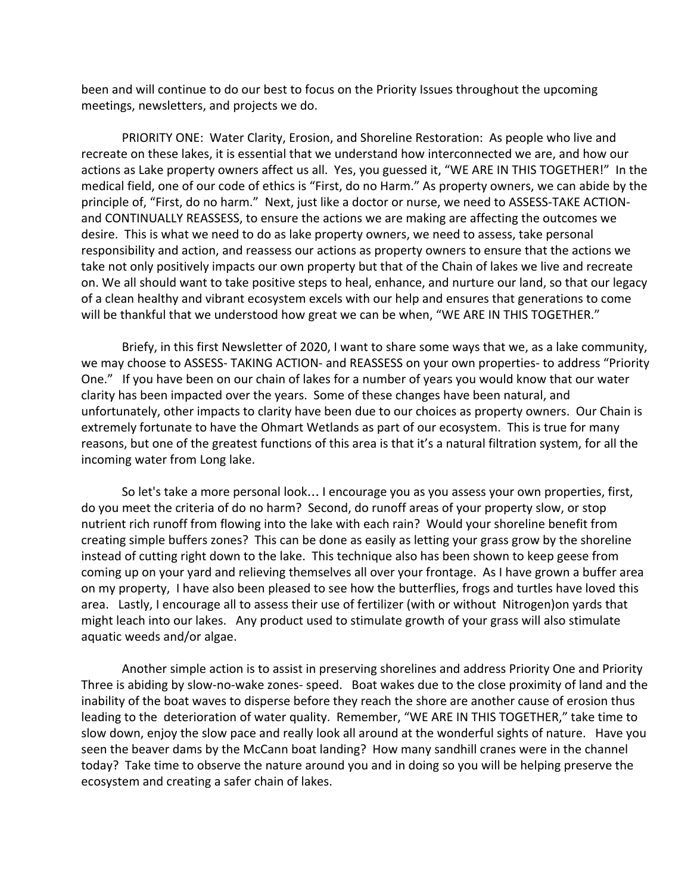been and will continue to do our best to focus on the Priority Issues throughout the upcoming meetings, newsletters, and projects we do.

PRIORITY ONE: Water Clarity, Erosion, and Shoreline Restoration: As people who live and recreate on these lakes, it is essential that we understand how interconnected we are, and how our actions as Lake property owners affect us all. Yes, you guessed it, "WE ARE IN THIS TOGETHER!" In the medical field, one of our code of ethics is "First, do no Harm." As property owners, we can abide by the principle of, "First, do no harm." Next, just like a doctor or nurse, we need to ASSESS-TAKE ACTION-and CONTINUALLY REASSESS, to ensure the actions we are making are affecting the outcomes we desire. This is what we need to do as lake property owners, we need to assess, take personal responsibility and action, and reassess our actions as property owners to ensure that the actions we take not only positively impacts our own property but that of the Chain of lakes we live and recreate on. We all should want to take positive steps to heal, enhance, and nurture our land, so that our legacy of a clean healthy and vibrant ecosystem excels with our help and ensures that generations to come will be thankful that we understood how great we can be when, "WE ARE IN THIS TOGETHER."

Briefy, in this first Newsletter of 2020, I want to share some ways that we, as a lake community, we may choose to ASSESS- TAKING ACTION- and REASSESS on your own properties- to address "Priority One." If you have been on our chain of lakes for a number of years you would know that our water clarity has been impacted over the years. Some of these changes have been natural, and unfortunately, other impacts to clarity have been due to our choices as property owners. Our Chain is extremely fortunate to have the Ohmart Wetlands as part of our ecosystem. This is true for many reasons, but one of the greatest functions of this area is that it's a natural filtration system, for all the incoming water from Long lake.

So let's take a more personal look… I encourage you as you assess your own properties, first, do you meet the criteria of do no harm? Second, do runoff areas of your property slow, or stop nutrient rich runoff from flowing into the lake with each rain? Would your shoreline benefit from creating simple buffers zones? This can be done as easily as letting your grass grow by the shoreline instead of cutting right down to the lake. This technique also has been shown to keep geese from coming up on your yard and relieving themselves all over your frontage. As I have grown a buffer area on my property, I have also been pleased to see how the butterflies, frogs and turtles have loved this area. Lastly, I encourage all to assess their use of fertilizer (with or without Nitrogen)on yards that might leach into our lakes. Any product used to stimulate growth of your grass will also stimulate aquatic weeds and/or algae.

Another simple action is to assist in preserving shorelines and address Priority One and Priority Three is abiding by slow-no-wake zones- speed. Boat wakes due to the close proximity of land and the inability of the boat waves to disperse before they reach the shore are another cause of erosion thus leading to the deterioration of water quality. Remember, "WE ARE IN THIS TOGETHER," take time to slow down, enjoy the slow pace and really look all around at the wonderful sights of nature. Have you seen the beaver dams by the McCann boat landing? How many sandhill cranes were in the channel today? Take time to observe the nature around you and in doing so you will be helping preserve the ecosystem and creating a safer chain of lakes.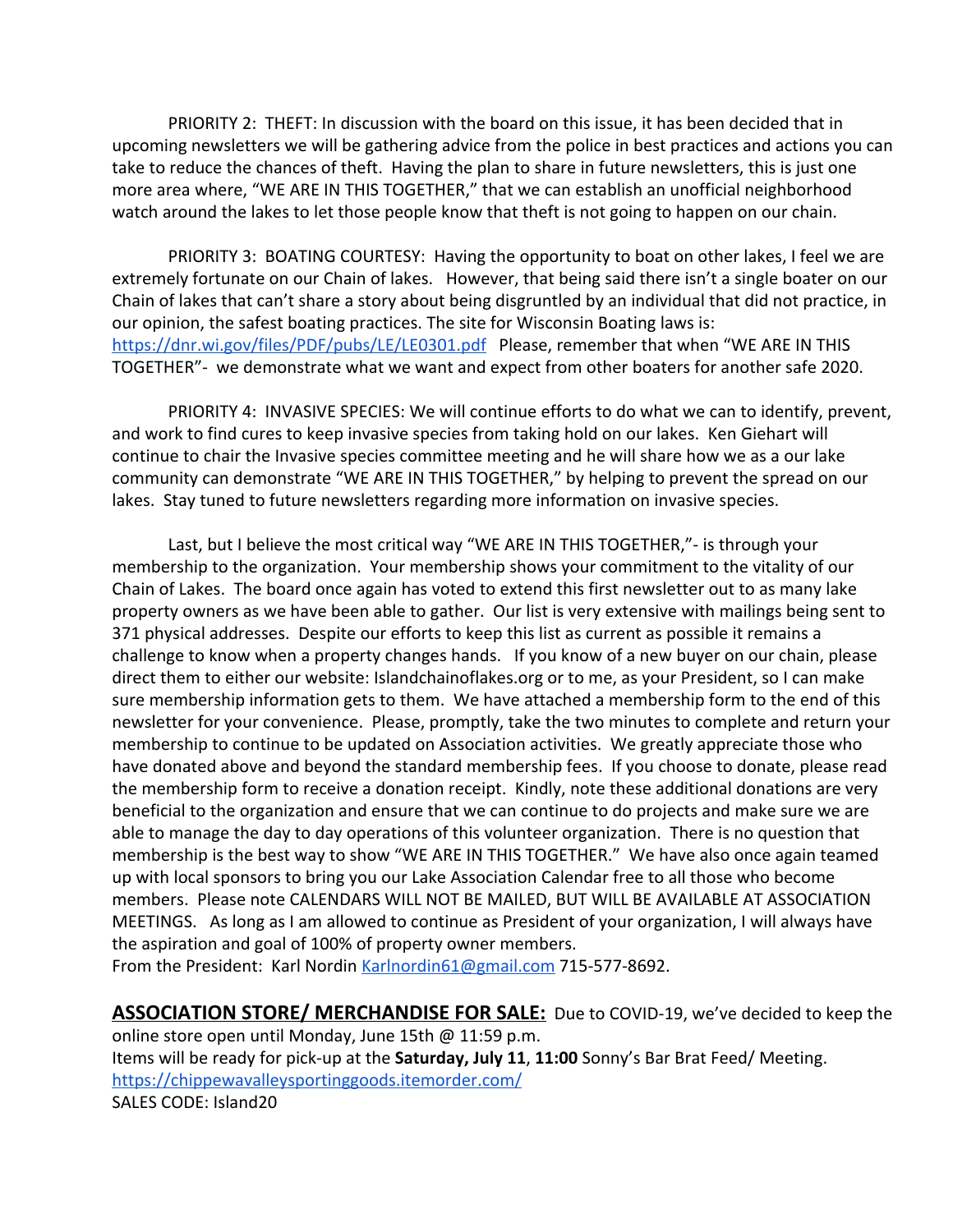PRIORITY 2: THEFT: In discussion with the board on this issue, it has been decided that in upcoming newsletters we will be gathering advice from the police in best practices and actions you can take to reduce the chances of theft. Having the plan to share in future newsletters, this is just one more area where, "WE ARE IN THIS TOGETHER," that we can establish an unofficial neighborhood watch around the lakes to let those people know that theft is not going to happen on our chain.

PRIORITY 3: BOATING COURTESY: Having the opportunity to boat on other lakes, I feel we are extremely fortunate on our Chain of lakes. However, that being said there isn't a single boater on our Chain of lakes that can't share a story about being disgruntled by an individual that did not practice, in our opinion, the safest boating practices. The site for Wisconsin Boating laws is: https://dnr.wi.gov/files/PDF/pubs/LE/LE0301.pdf Please, remember that when "WE ARE IN THIS TOGETHER"- we demonstrate what we want and expect from other boaters for another safe 2020.

PRIORITY 4: INVASIVE SPECIES: We will continue efforts to do what we can to identify, prevent, and work to find cures to keep invasive species from taking hold on our lakes. Ken Giehart will continue to chair the Invasive species committee meeting and he will share how we as a our lake community can demonstrate "WE ARE IN THIS TOGETHER," by helping to prevent the spread on our lakes. Stay tuned to future newsletters regarding more information on invasive species.

Last, but I believe the most critical way "WE ARE IN THIS TOGETHER,"- is through your membership to the organization. Your membership shows your commitment to the vitality of our Chain of Lakes. The board once again has voted to extend this first newsletter out to as many lake property owners as we have been able to gather. Our list is very extensive with mailings being sent to 371 physical addresses. Despite our efforts to keep this list as current as possible it remains a challenge to know when a property changes hands. If you know of a new buyer on our chain, please direct them to either our website: Islandchainoflakes.org or to me, as your President, so I can make sure membership information gets to them. We have attached a membership form to the end of this newsletter for your convenience. Please, promptly, take the two minutes to complete and return your membership to continue to be updated on Association activities. We greatly appreciate those who have donated above and beyond the standard membership fees. If you choose to donate, please read the membership form to receive a donation receipt. Kindly, note these additional donations are very beneficial to the organization and ensure that we can continue to do projects and make sure we are able to manage the day to day operations of this volunteer organization. There is no question that membership is the best way to show "WE ARE IN THIS TOGETHER." We have also once again teamed up with local sponsors to bring you our Lake Association Calendar free to all those who become members. Please note CALENDARS WILL NOT BE MAILED, BUT WILL BE AVAILABLE AT ASSOCIATION MEETINGS. As long as I am allowed to continue as President of your organization, I will always have the aspiration and goal of 100% of property owner members.
From the President: Karl Nordin Karlnordin61@gmail.com 715-577-8692.

**ASSOCIATION STORE/ MERCHANDISE FOR SALE:** Due to COVID-19, we've decided to keep the online store open until Monday, June 15th @ 11:59 p.m.
Items will be ready for pick-up at the **Saturday, July 11**, **11:00** Sonny's Bar Brat Feed/ Meeting.
https://chippewavalleysportinggoods.itemorder.com/
SALES CODE: Island20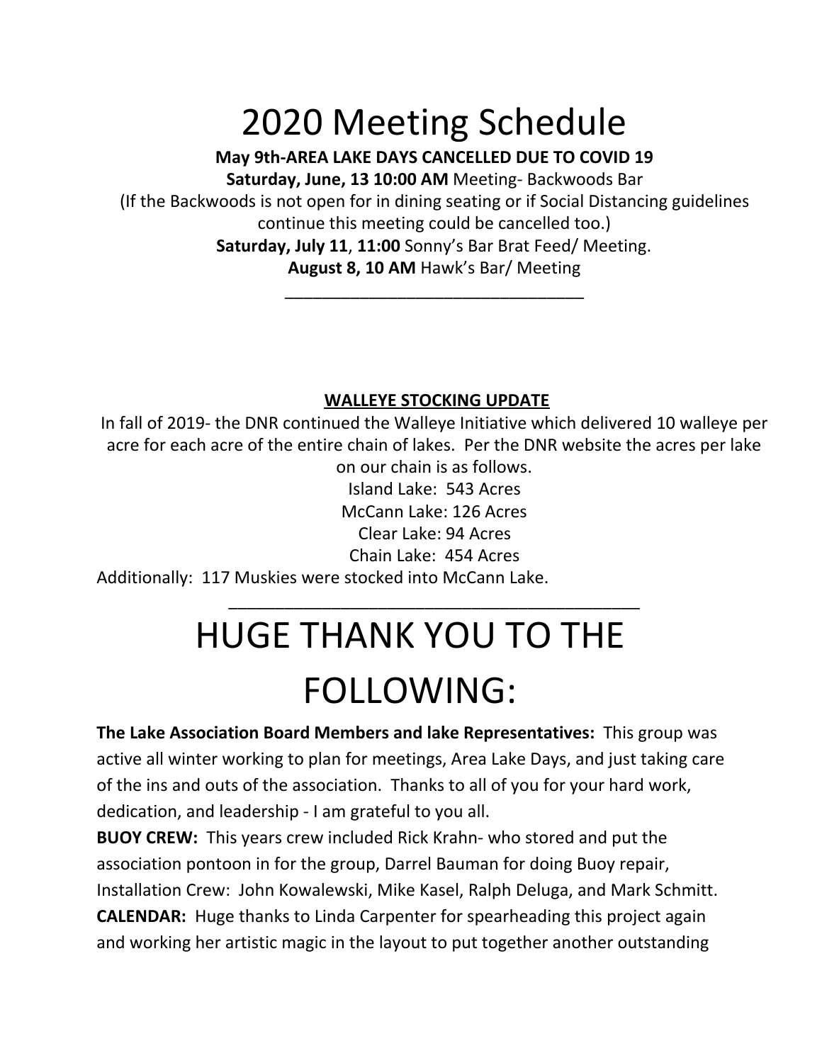# 2020 Meeting Schedule

**May 9th-AREA LAKE DAYS CANCELLED DUE TO COVID 19**

**Saturday, June, 13 10:00 AM** Meeting- Backwoods Bar

(If the Backwoods is not open for in dining seating or if Social Distancing guidelines continue this meeting could be cancelled too.)

**Saturday, July 11**, **11:00** Sonny's Bar Brat Feed/ Meeting.

**August 8, 10 AM** Hawk's Bar/ Meeting

---

**<u>WALLEYE STOCKING UPDATE</u>**

In fall of 2019- the DNR continued the Walleye Initiative which delivered 10 walleye per acre for each acre of the entire chain of lakes. Per the DNR website the acres per lake on our chain is as follows.

Island Lake: 543 Acres

McCann Lake: 126 Acres

Clear Lake: 94 Acres

Chain Lake: 454 Acres

Additionally: 117 Muskies were stocked into McCann Lake.

---

# HUGE THANK YOU TO THE FOLLOWING:

**The Lake Association Board Members and lake Representatives:** This group was active all winter working to plan for meetings, Area Lake Days, and just taking care of the ins and outs of the association. Thanks to all of you for your hard work, dedication, and leadership - I am grateful to you all.

**BUOY CREW:** This years crew included Rick Krahn- who stored and put the association pontoon in for the group, Darrel Bauman for doing Buoy repair, Installation Crew: John Kowalewski, Mike Kasel, Ralph Deluga, and Mark Schmitt.

**CALENDAR:** Huge thanks to Linda Carpenter for spearheading this project again and working her artistic magic in the layout to put together another outstanding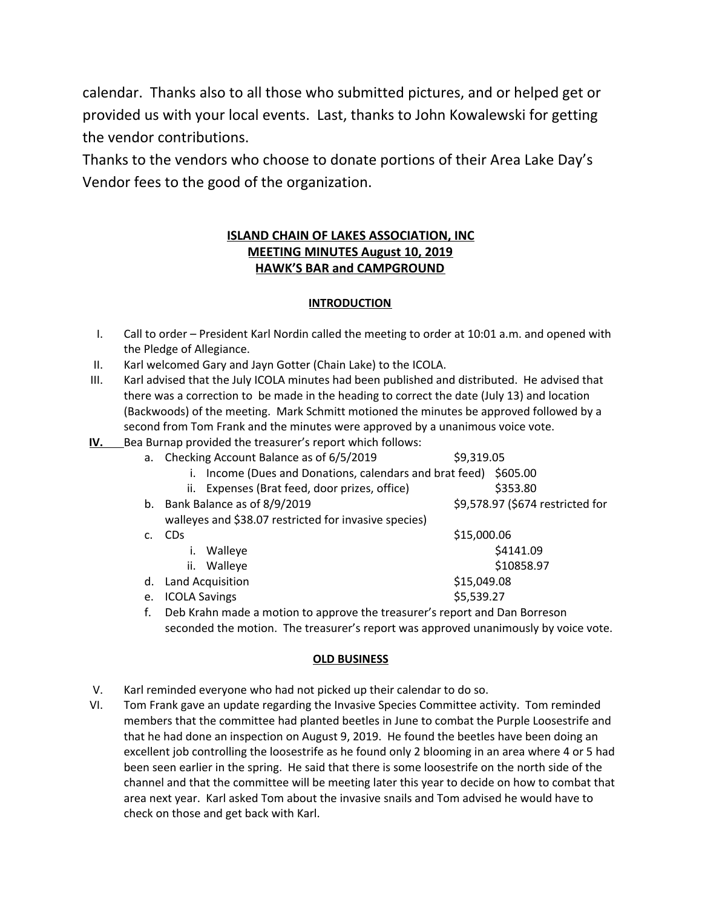calendar. Thanks also to all those who submitted pictures, and or helped get or provided us with your local events. Last, thanks to John Kowalewski for getting the vendor contributions.

Thanks to the vendors who choose to donate portions of their Area Lake Day's Vendor fees to the good of the organization.

**ISLAND CHAIN OF LAKES ASSOCIATION, INC**
**MEETING MINUTES August 10, 2019**
**HAWK'S BAR and CAMPGROUND**

**INTRODUCTION**

I. Call to order – President Karl Nordin called the meeting to order at 10:01 a.m. and opened with the Pledge of Allegiance.

II. Karl welcomed Gary and Jayn Gotter (Chain Lake) to the ICOLA.

III. Karl advised that the July ICOLA minutes had been published and distributed. He advised that there was a correction to be made in the heading to correct the date (July 13) and location (Backwoods) of the meeting. Mark Schmitt motioned the minutes be approved followed by a second from Tom Frank and the minutes were approved by a unanimous voice vote.

**IV.** Bea Burnap provided the treasurer's report which follows:

a. Checking Account Balance as of 6/5/2019 — $9,319.05
   i. Income (Dues and Donations, calendars and brat feed) — $605.00
   ii. Expenses (Brat feed, door prizes, office) — $353.80

b. Bank Balance as of 8/9/2019 — $9,578.97 ($674 restricted for walleyes and $38.07 restricted for invasive species)

c. CDs — $15,000.06
   i. Walleye — $4141.09
   ii. Walleye — $10858.97

d. Land Acquisition — $15,049.08

e. ICOLA Savings — $5,539.27

f. Deb Krahn made a motion to approve the treasurer's report and Dan Borreson seconded the motion. The treasurer's report was approved unanimously by voice vote.

**OLD BUSINESS**

V. Karl reminded everyone who had not picked up their calendar to do so.

VI. Tom Frank gave an update regarding the Invasive Species Committee activity. Tom reminded members that the committee had planted beetles in June to combat the Purple Loosestrife and that he had done an inspection on August 9, 2019. He found the beetles have been doing an excellent job controlling the loosestrife as he found only 2 blooming in an area where 4 or 5 had been seen earlier in the spring. He said that there is some loosestrife on the north side of the channel and that the committee will be meeting later this year to decide on how to combat that area next year. Karl asked Tom about the invasive snails and Tom advised he would have to check on those and get back with Karl.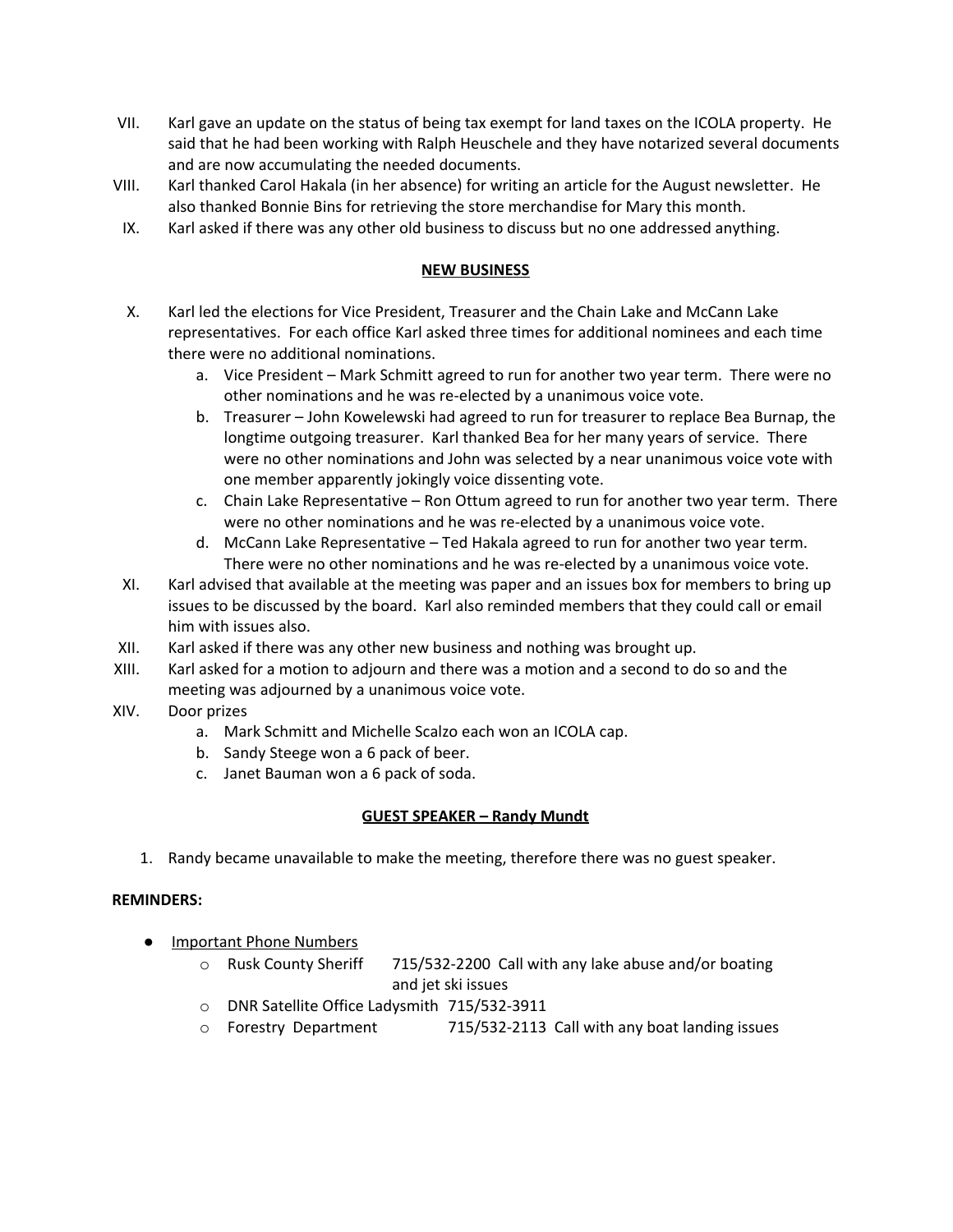VII. Karl gave an update on the status of being tax exempt for land taxes on the ICOLA property. He said that he had been working with Ralph Heuschele and they have notarized several documents and are now accumulating the needed documents.

VIII. Karl thanked Carol Hakala (in her absence) for writing an article for the August newsletter. He also thanked Bonnie Bins for retrieving the store merchandise for Mary this month.

IX. Karl asked if there was any other old business to discuss but no one addressed anything.

**NEW BUSINESS**

X. Karl led the elections for Vice President, Treasurer and the Chain Lake and McCann Lake representatives. For each office Karl asked three times for additional nominees and each time there were no additional nominations.
   a. Vice President – Mark Schmitt agreed to run for another two year term. There were no other nominations and he was re-elected by a unanimous voice vote.
   b. Treasurer – John Kowelewski had agreed to run for treasurer to replace Bea Burnap, the longtime outgoing treasurer. Karl thanked Bea for her many years of service. There were no other nominations and John was selected by a near unanimous voice vote with one member apparently jokingly voice dissenting vote.
   c. Chain Lake Representative – Ron Ottum agreed to run for another two year term. There were no other nominations and he was re-elected by a unanimous voice vote.
   d. McCann Lake Representative – Ted Hakala agreed to run for another two year term. There were no other nominations and he was re-elected by a unanimous voice vote.

XI. Karl advised that available at the meeting was paper and an issues box for members to bring up issues to be discussed by the board. Karl also reminded members that they could call or email him with issues also.

XII. Karl asked if there was any other new business and nothing was brought up.

XIII. Karl asked for a motion to adjourn and there was a motion and a second to do so and the meeting was adjourned by a unanimous voice vote.

XIV. Door prizes
   a. Mark Schmitt and Michelle Scalzo each won an ICOLA cap.
   b. Sandy Steege won a 6 pack of beer.
   c. Janet Bauman won a 6 pack of soda.

**GUEST SPEAKER – Randy Mundt**

1. Randy became unavailable to make the meeting, therefore there was no guest speaker.

**REMINDERS:**

- Important Phone Numbers
  - Rusk County Sheriff 715/532-2200 Call with any lake abuse and/or boating and jet ski issues
  - DNR Satellite Office Ladysmith 715/532-3911
  - Forestry Department 715/532-2113 Call with any boat landing issues